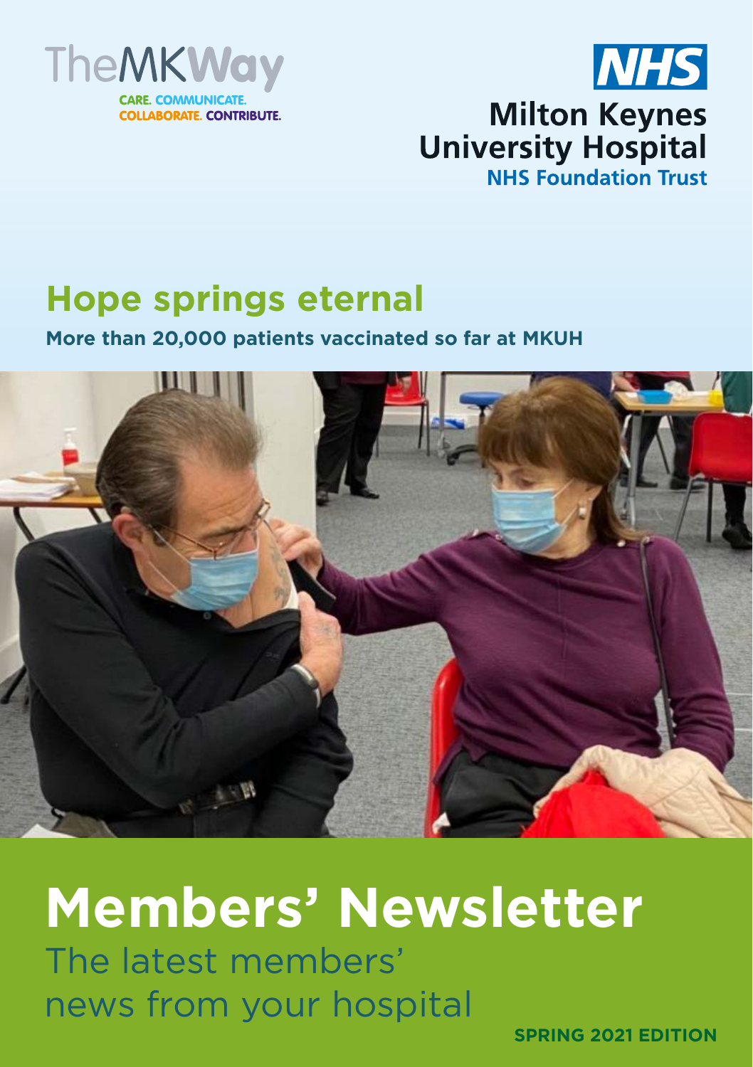TheMKWay

CARE. COMMUNICATE. COLLABORATE. CONTRIBUTE.

NHS

Milton Keynes University Hospital
NHS Foundation Trust

# Hope springs eternal

**More than 20,000 patients vaccinated so far at MKUH**

# Members' Newsletter

The latest members' news from your hospital

**SPRING 2021 EDITION**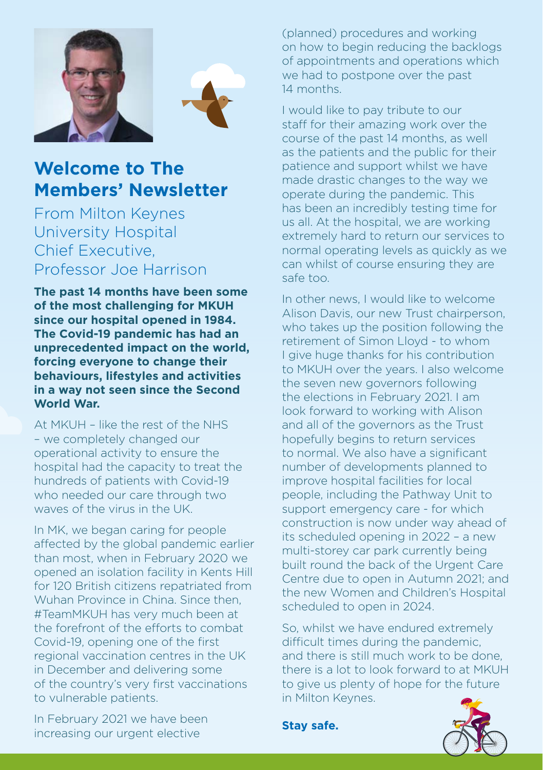# Welcome to The Members' Newsletter

## From Milton Keynes University Hospital Chief Executive, Professor Joe Harrison

**The past 14 months have been some of the most challenging for MKUH since our hospital opened in 1984. The Covid-19 pandemic has had an unprecedented impact on the world, forcing everyone to change their behaviours, lifestyles and activities in a way not seen since the Second World War.**

At MKUH – like the rest of the NHS – we completely changed our operational activity to ensure the hospital had the capacity to treat the hundreds of patients with Covid-19 who needed our care through two waves of the virus in the UK.

In MK, we began caring for people affected by the global pandemic earlier than most, when in February 2020 we opened an isolation facility in Kents Hill for 120 British citizens repatriated from Wuhan Province in China. Since then, #TeamMKUH has very much been at the forefront of the efforts to combat Covid-19, opening one of the first regional vaccination centres in the UK in December and delivering some of the country's very first vaccinations to vulnerable patients.

In February 2021 we have been increasing our urgent elective (planned) procedures and working on how to begin reducing the backlogs of appointments and operations which we had to postpone over the past 14 months.

I would like to pay tribute to our staff for their amazing work over the course of the past 14 months, as well as the patients and the public for their patience and support whilst we have made drastic changes to the way we operate during the pandemic. This has been an incredibly testing time for us all. At the hospital, we are working extremely hard to return our services to normal operating levels as quickly as we can whilst of course ensuring they are safe too.

In other news, I would like to welcome Alison Davis, our new Trust chairperson, who takes up the position following the retirement of Simon Lloyd - to whom I give huge thanks for his contribution to MKUH over the years. I also welcome the seven new governors following the elections in February 2021. I am look forward to working with Alison and all of the governors as the Trust hopefully begins to return services to normal. We also have a significant number of developments planned to improve hospital facilities for local people, including the Pathway Unit to support emergency care - for which construction is now under way ahead of its scheduled opening in 2022 – a new multi-storey car park currently being built round the back of the Urgent Care Centre due to open in Autumn 2021; and the new Women and Children's Hospital scheduled to open in 2024.

So, whilst we have endured extremely difficult times during the pandemic, and there is still much work to be done, there is a lot to look forward to at MKUH to give us plenty of hope for the future in Milton Keynes.

**Stay safe.**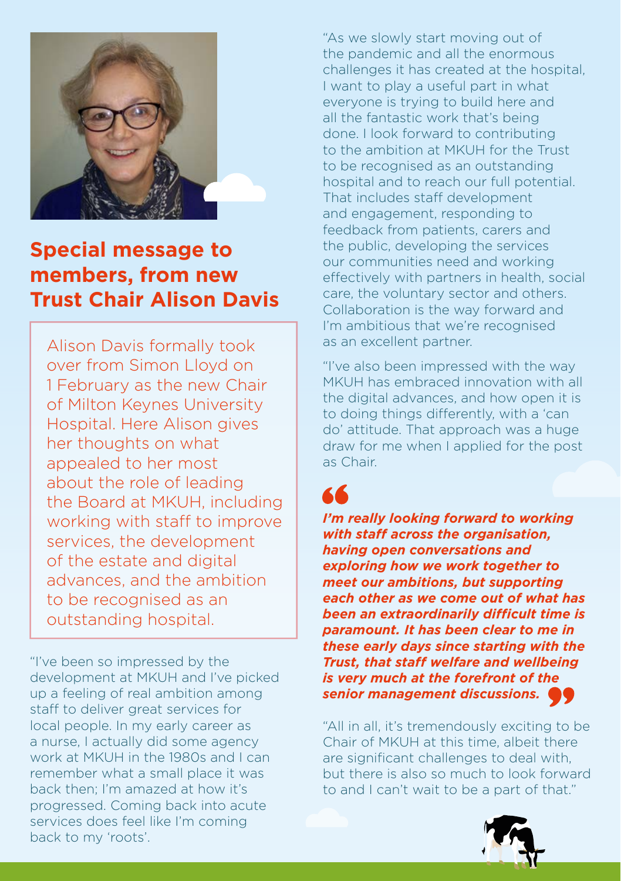## Special message to members, from new Trust Chair Alison Davis

Alison Davis formally took over from Simon Lloyd on 1 February as the new Chair of Milton Keynes University Hospital. Here Alison gives her thoughts on what appealed to her most about the role of leading the Board at MKUH, including working with staff to improve services, the development of the estate and digital advances, and the ambition to be recognised as an outstanding hospital.

"I've been so impressed by the development at MKUH and I've picked up a feeling of real ambition among staff to deliver great services for local people. In my early career as a nurse, I actually did some agency work at MKUH in the 1980s and I can remember what a small place it was back then; I'm amazed at how it's progressed. Coming back into acute services does feel like I'm coming back to my 'roots'.

"As we slowly start moving out of the pandemic and all the enormous challenges it has created at the hospital, I want to play a useful part in what everyone is trying to build here and all the fantastic work that's being done. I look forward to contributing to the ambition at MKUH for the Trust to be recognised as an outstanding hospital and to reach our full potential. That includes staff development and engagement, responding to feedback from patients, carers and the public, developing the services our communities need and working effectively with partners in health, social care, the voluntary sector and others. Collaboration is the way forward and I'm ambitious that we're recognised as an excellent partner.

"I've also been impressed with the way MKUH has embraced innovation with all the digital advances, and how open it is to doing things differently, with a 'can do' attitude. That approach was a huge draw for me when I applied for the post as Chair.

> ***I'm really looking forward to working with staff across the organisation, having open conversations and exploring how we work together to meet our ambitions, but supporting each other as we come out of what has been an extraordinarily difficult time is paramount. It has been clear to me in these early days since starting with the Trust, that staff welfare and wellbeing is very much at the forefront of the senior management discussions.***

"All in all, it's tremendously exciting to be Chair of MKUH at this time, albeit there are significant challenges to deal with, but there is also so much to look forward to and I can't wait to be a part of that."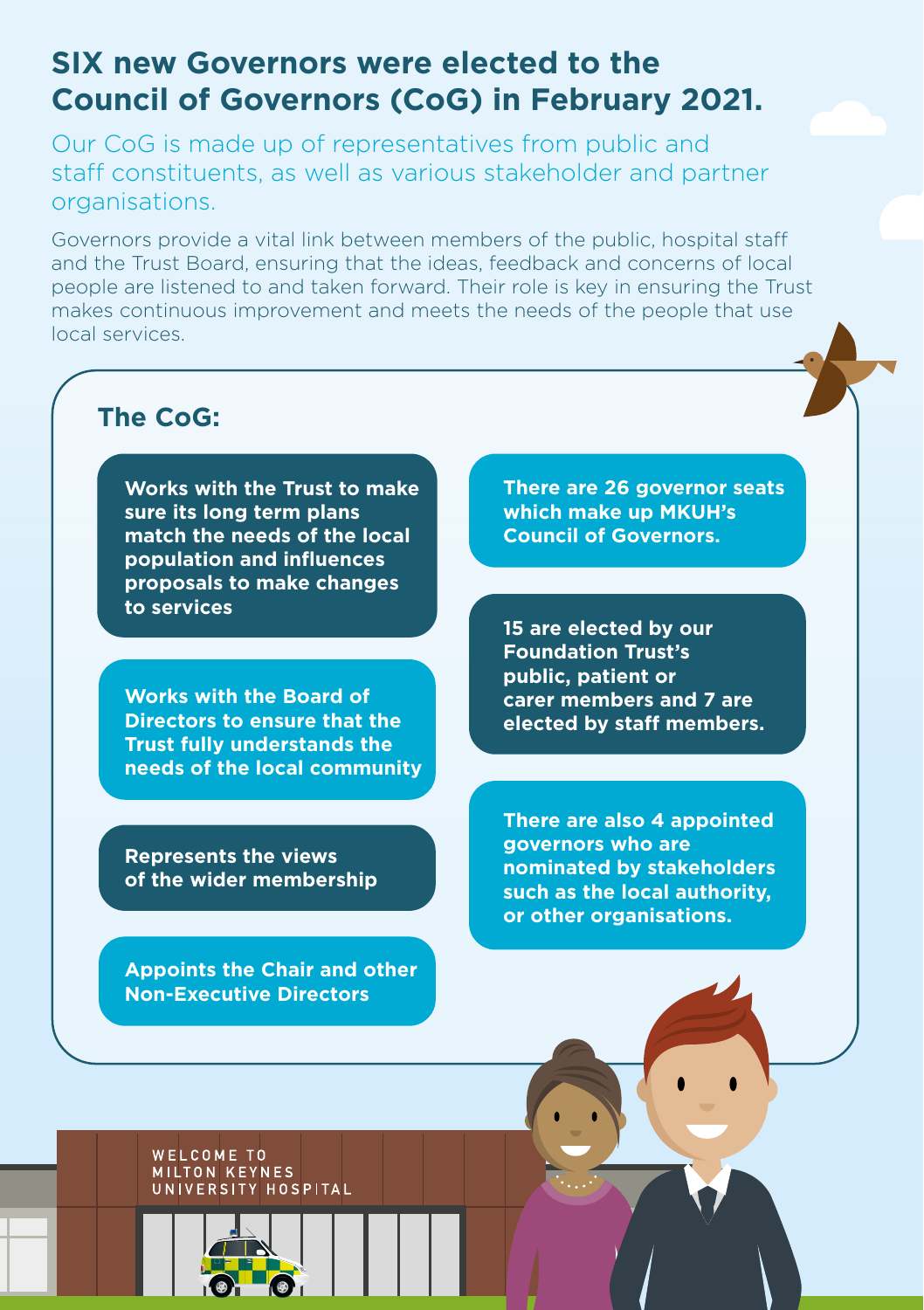# SIX new Governors were elected to the Council of Governors (CoG) in February 2021.

Our CoG is made up of representatives from public and staff constituents, as well as various stakeholder and partner organisations.

Governors provide a vital link between members of the public, hospital staff and the Trust Board, ensuring that the ideas, feedback and concerns of local people are listened to and taken forward. Their role is key in ensuring the Trust makes continuous improvement and meets the needs of the people that use local services.

## The CoG:

- **Works with the Trust to make sure its long term plans match the needs of the local population and influences proposals to make changes to services**
- **Works with the Board of Directors to ensure that the Trust fully understands the needs of the local community**
- **Represents the views of the wider membership**
- **Appoints the Chair and other Non-Executive Directors**

**There are 26 governor seats which make up MKUH's Council of Governors.**

**15 are elected by our Foundation Trust's public, patient or carer members and 7 are elected by staff members.**

**There are also 4 appointed governors who are nominated by stakeholders such as the local authority, or other organisations.**

WELCOME TO MILTON KEYNES UNIVERSITY HOSPITAL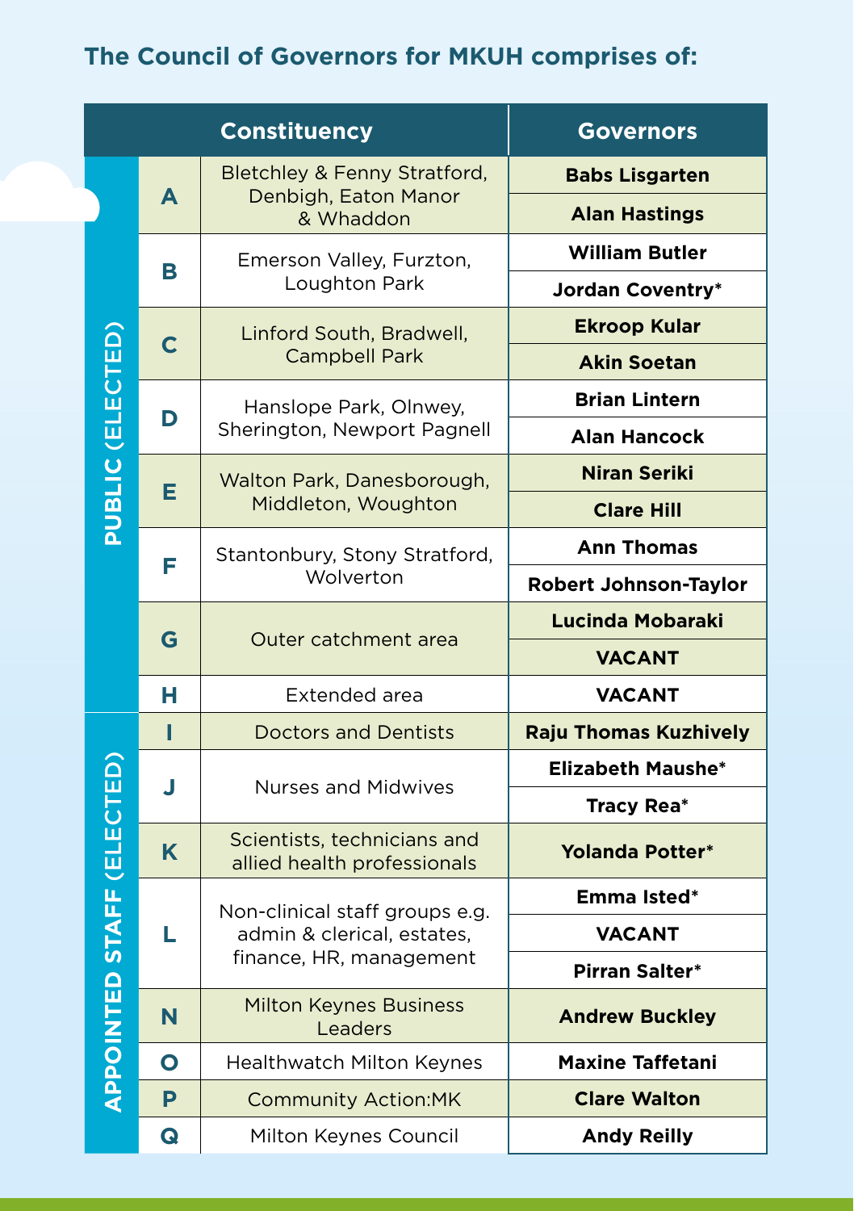## The Council of Governors for MKUH comprises of:

| Group | | Constituency | Governors |
|---|---|---|---|
| PUBLIC (ELECTED) | A | Bletchley & Fenny Stratford, Denbigh, Eaton Manor & Whaddon | Babs Lisgarten |
| | | | Alan Hastings |
| | B | Emerson Valley, Furzton, Loughton Park | William Butler |
| | | | Jordan Coventry* |
| | C | Linford South, Bradwell, Campbell Park | Ekroop Kular |
| | | | Akin Soetan |
| | D | Hanslope Park, Olnwey, Sherington, Newport Pagnell | Brian Lintern |
| | | | Alan Hancock |
| | E | Walton Park, Danesborough, Middleton, Woughton | Niran Seriki |
| | | | Clare Hill |
| | F | Stantonbury, Stony Stratford, Wolverton | Ann Thomas |
| | | | Robert Johnson-Taylor |
| | G | Outer catchment area | Lucinda Mobaraki |
| | | | VACANT |
| | H | Extended area | VACANT |
| APPOINTED STAFF (ELECTED) | I | Doctors and Dentists | Raju Thomas Kuzhively |
| | J | Nurses and Midwives | Elizabeth Maushe* |
| | | | Tracy Rea* |
| | K | Scientists, technicians and allied health professionals | Yolanda Potter* |
| | L | Non-clinical staff groups e.g. admin & clerical, estates, finance, HR, management | Emma Isted* |
| | | | VACANT |
| | | | Pirran Salter* |
| | N | Milton Keynes Business Leaders | Andrew Buckley |
| | O | Healthwatch Milton Keynes | Maxine Taffetani |
| | P | Community Action:MK | Clare Walton |
| | Q | Milton Keynes Council | Andy Reilly |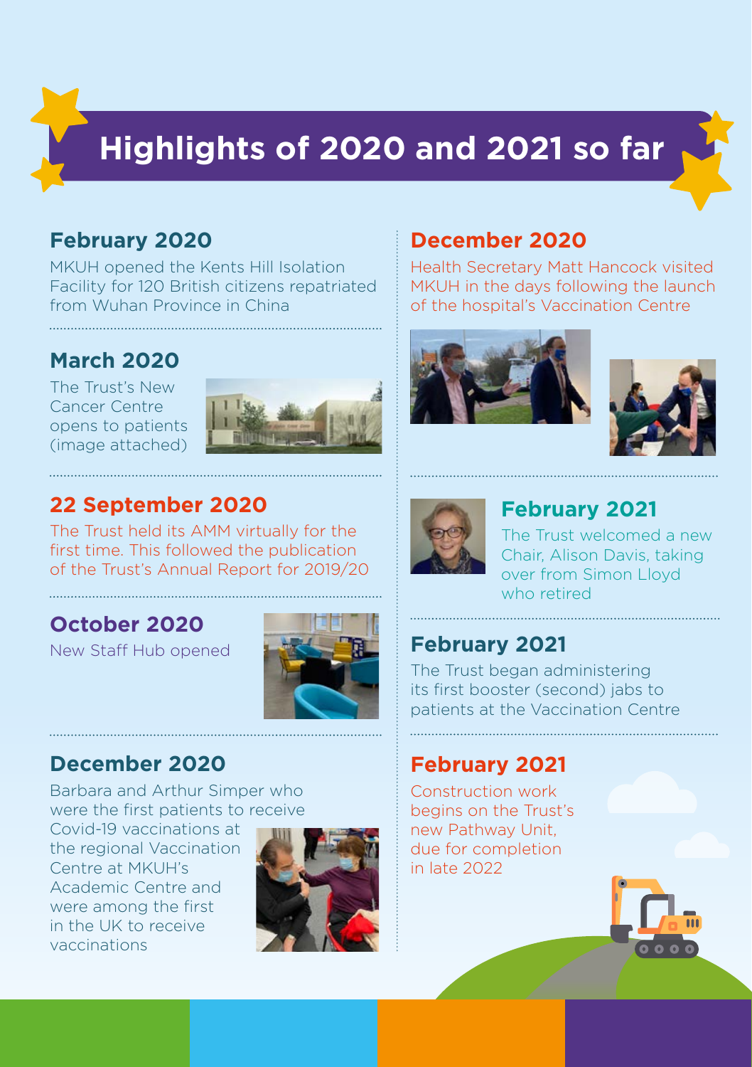# Highlights of 2020 and 2021 so far

## February 2020

MKUH opened the Kents Hill Isolation Facility for 120 British citizens repatriated from Wuhan Province in China

## March 2020

The Trust's New Cancer Centre opens to patients (image attached)

## 22 September 2020

The Trust held its AMM virtually for the first time. This followed the publication of the Trust's Annual Report for 2019/20

## October 2020

New Staff Hub opened

## December 2020

Barbara and Arthur Simper who were the first patients to receive Covid-19 vaccinations at the regional Vaccination Centre at MKUH's Academic Centre and were among the first in the UK to receive vaccinations

## December 2020

Health Secretary Matt Hancock visited MKUH in the days following the launch of the hospital's Vaccination Centre

## February 2021

The Trust welcomed a new Chair, Alison Davis, taking over from Simon Lloyd who retired

## February 2021

The Trust began administering its first booster (second) jabs to patients at the Vaccination Centre

## February 2021

Construction work begins on the Trust's new Pathway Unit, due for completion in late 2022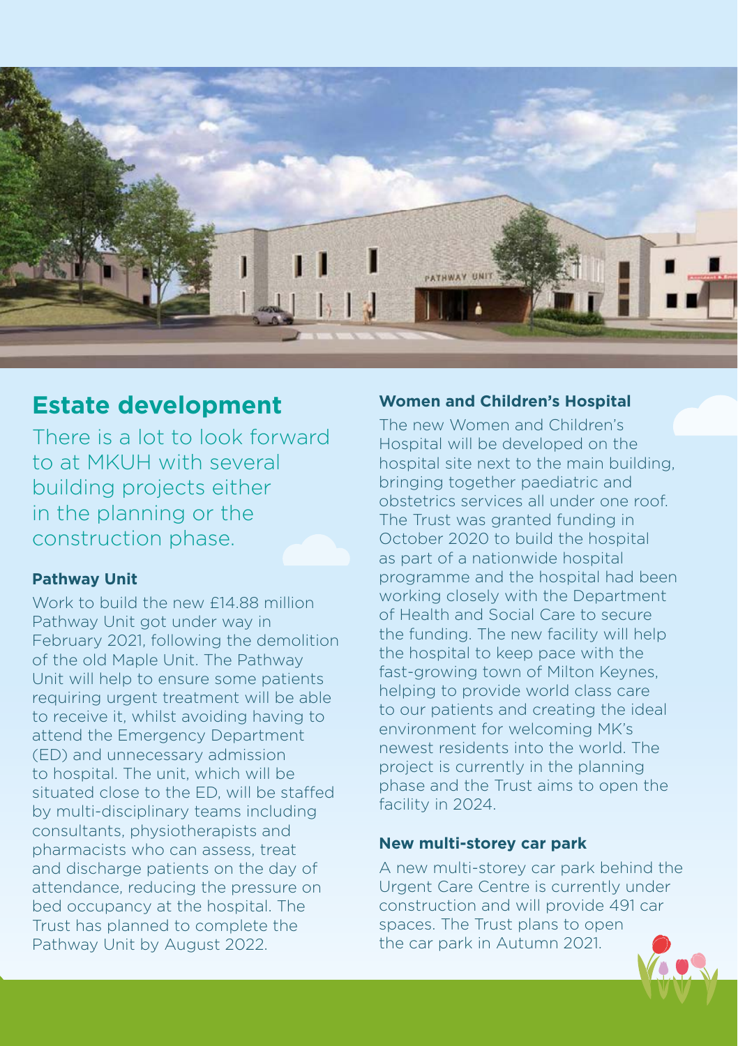## Estate development

There is a lot to look forward to at MKUH with several building projects either in the planning or the construction phase.

### Pathway Unit

Work to build the new £14.88 million Pathway Unit got under way in February 2021, following the demolition of the old Maple Unit. The Pathway Unit will help to ensure some patients requiring urgent treatment will be able to receive it, whilst avoiding having to attend the Emergency Department (ED) and unnecessary admission to hospital. The unit, which will be situated close to the ED, will be staffed by multi-disciplinary teams including consultants, physiotherapists and pharmacists who can assess, treat and discharge patients on the day of attendance, reducing the pressure on bed occupancy at the hospital. The Trust has planned to complete the Pathway Unit by August 2022.

### Women and Children's Hospital

The new Women and Children's Hospital will be developed on the hospital site next to the main building, bringing together paediatric and obstetrics services all under one roof. The Trust was granted funding in October 2020 to build the hospital as part of a nationwide hospital programme and the hospital had been working closely with the Department of Health and Social Care to secure the funding. The new facility will help the hospital to keep pace with the fast-growing town of Milton Keynes, helping to provide world class care to our patients and creating the ideal environment for welcoming MK's newest residents into the world. The project is currently in the planning phase and the Trust aims to open the facility in 2024.

### New multi-storey car park

A new multi-storey car park behind the Urgent Care Centre is currently under construction and will provide 491 car spaces. The Trust plans to open the car park in Autumn 2021.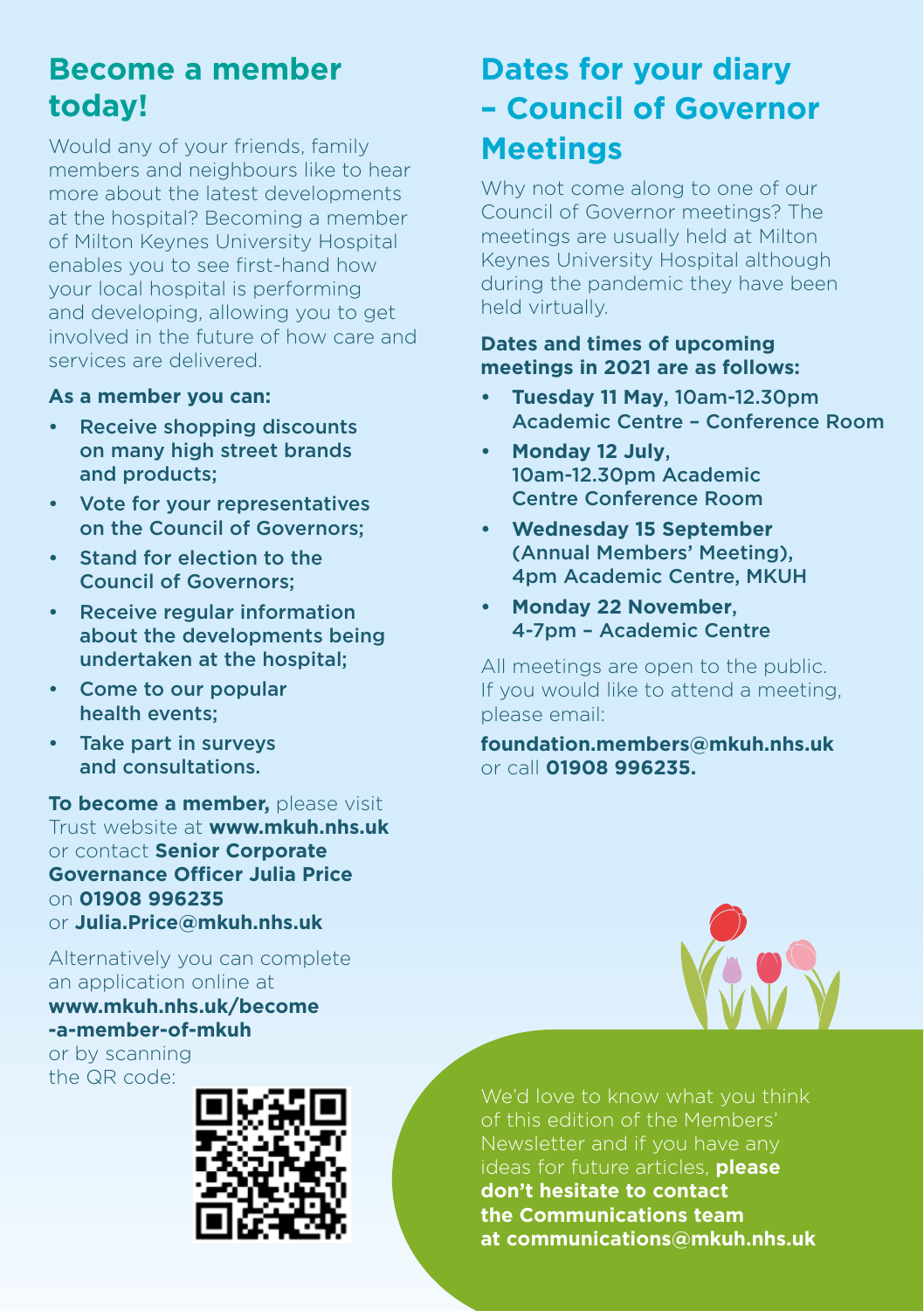## Become a member today!

Would any of your friends, family members and neighbours like to hear more about the latest developments at the hospital? Becoming a member of Milton Keynes University Hospital enables you to see first-hand how your local hospital is performing and developing, allowing you to get involved in the future of how care and services are delivered.

**As a member you can:**

- **Receive shopping discounts on many high street brands and products;**
- **Vote for your representatives on the Council of Governors;**
- **Stand for election to the Council of Governors;**
- **Receive regular information about the developments being undertaken at the hospital;**
- **Come to our popular health events;**
- **Take part in surveys and consultations.**

**To become a member,** please visit Trust website at **www.mkuh.nhs.uk** or contact **Senior Corporate Governance Officer Julia Price** on **01908 996235** or **Julia.Price@mkuh.nhs.uk**

Alternatively you can complete an application online at **www.mkuh.nhs.uk/become-a-member-of-mkuh** or by scanning the QR code:

## Dates for your diary – Council of Governor Meetings

Why not come along to one of our Council of Governor meetings? The meetings are usually held at Milton Keynes University Hospital although during the pandemic they have been held virtually.

**Dates and times of upcoming meetings in 2021 are as follows:**

- **Tuesday 11 May,** 10am-12.30pm Academic Centre – Conference Room
- **Monday 12 July,** 10am-12.30pm Academic Centre Conference Room
- **Wednesday 15 September** (Annual Members' Meeting), 4pm Academic Centre, MKUH
- **Monday 22 November,** 4-7pm – Academic Centre

All meetings are open to the public. If you would like to attend a meeting, please email:

**foundation.members@mkuh.nhs.uk** or call **01908 996235.**

We'd love to know what you think of this edition of the Members' Newsletter and if you have any ideas for future articles, **please don't hesitate to contact the Communications team at communications@mkuh.nhs.uk**